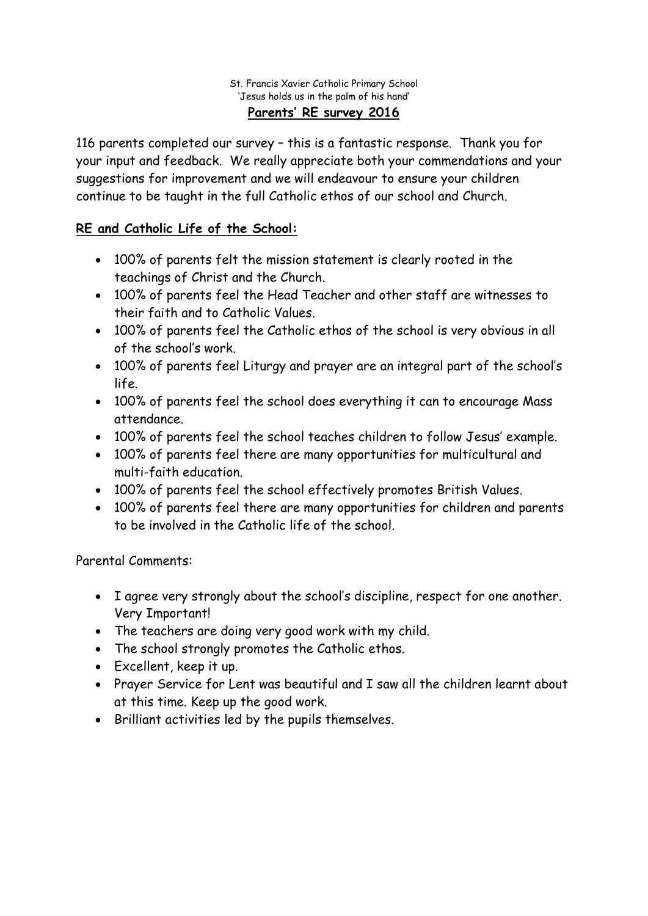St. Francis Xavier Catholic Primary School

'Jesus holds us in the palm of his hand'

# Parents' RE survey 2016

116 parents completed our survey – this is a fantastic response. Thank you for your input and feedback. We really appreciate both your commendations and your suggestions for improvement and we will endeavour to ensure your children continue to be taught in the full Catholic ethos of our school and Church.

## RE and Catholic Life of the School:

- 100% of parents felt the mission statement is clearly rooted in the teachings of Christ and the Church.
- 100% of parents feel the Head Teacher and other staff are witnesses to their faith and to Catholic Values.
- 100% of parents feel the Catholic ethos of the school is very obvious in all of the school's work.
- 100% of parents feel Liturgy and prayer are an integral part of the school's life.
- 100% of parents feel the school does everything it can to encourage Mass attendance.
- 100% of parents feel the school teaches children to follow Jesus' example.
- 100% of parents feel there are many opportunities for multicultural and multi-faith education.
- 100% of parents feel the school effectively promotes British Values.
- 100% of parents feel there are many opportunities for children and parents to be involved in the Catholic life of the school.

Parental Comments:

- I agree very strongly about the school's discipline, respect for one another. Very Important!
- The teachers are doing very good work with my child.
- The school strongly promotes the Catholic ethos.
- Excellent, keep it up.
- Prayer Service for Lent was beautiful and I saw all the children learnt about at this time. Keep up the good work.
- Brilliant activities led by the pupils themselves.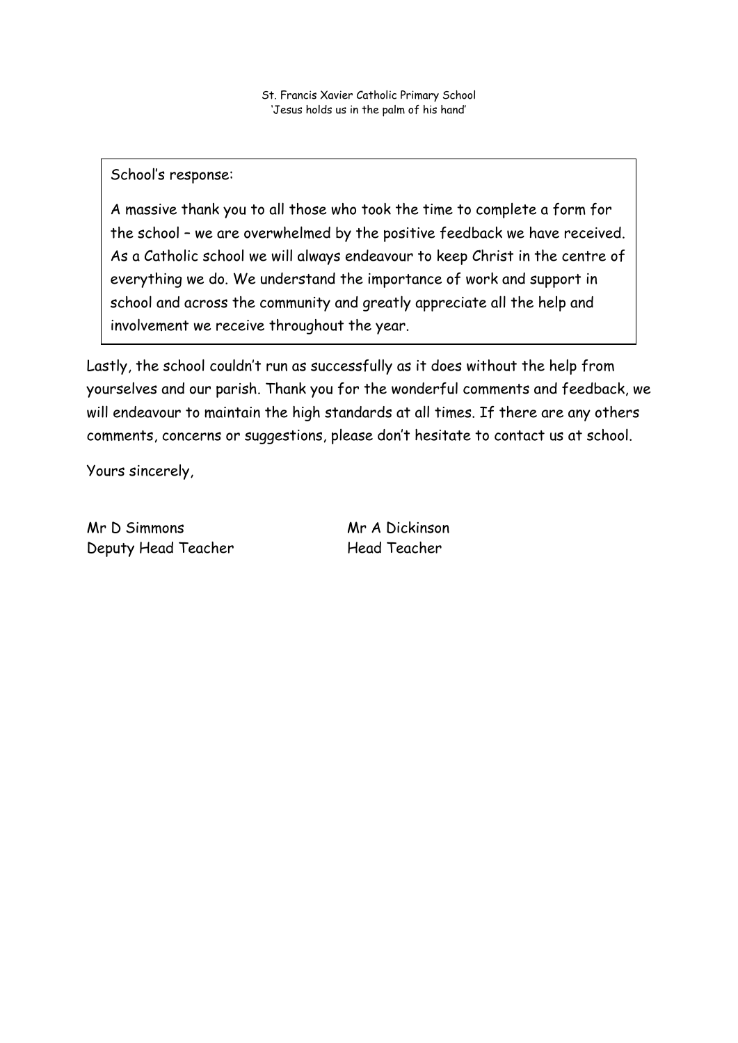St. Francis Xavier Catholic Primary School
'Jesus holds us in the palm of his hand'

School's response:

A massive thank you to all those who took the time to complete a form for the school – we are overwhelmed by the positive feedback we have received. As a Catholic school we will always endeavour to keep Christ in the centre of everything we do. We understand the importance of work and support in school and across the community and greatly appreciate all the help and involvement we receive throughout the year.

Lastly, the school couldn't run as successfully as it does without the help from yourselves and our parish. Thank you for the wonderful comments and feedback, we will endeavour to maintain the high standards at all times. If there are any others comments, concerns or suggestions, please don't hesitate to contact us at school.

Yours sincerely,

Mr D Simmons
Deputy Head Teacher

Mr A Dickinson
Head Teacher